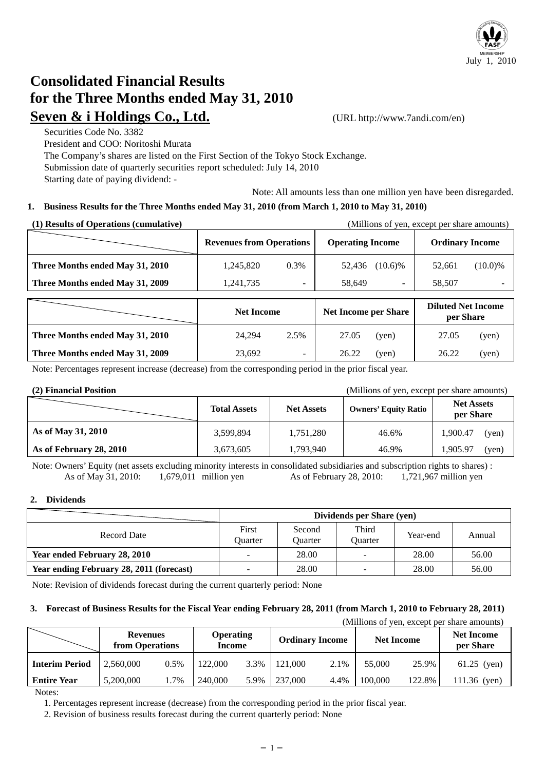July 1, 2010

# Consolidated Financial Results for the Three Months ended May 31, 2010

## Seven & i Holdings Co., Ltd.

(URL http://www.7andi.com/en)

Securities Code No. 3382
President and COO: Noritoshi Murata
The Company's shares are listed on the First Section of the Tokyo Stock Exchange.
Submission date of quarterly securities report scheduled: July 14, 2010
Starting date of paying dividend: -

Note: All amounts less than one million yen have been disregarded.

### 1. Business Results for the Three Months ended May 31, 2010 (from March 1, 2010 to May 31, 2010)

**(1) Results of Operations (cumulative)** (Millions of yen, except per share amounts)

| | Revenues from Operations | | Operating Income | | Ordinary Income | |
|---|---|---|---|---|---|---|
| Three Months ended May 31, 2010 | 1,245,820 | 0.3% | 52,436 | (10.6)% | 52,661 | (10.0)% |
| Three Months ended May 31, 2009 | 1,241,735 | - | 58,649 | - | 58,507 | - |

| | Net Income | | Net Income per Share | | Diluted Net Income per Share | |
|---|---|---|---|---|---|---|
| Three Months ended May 31, 2010 | 24,294 | 2.5% | 27.05 | (yen) | 27.05 | (yen) |
| Three Months ended May 31, 2009 | 23,692 | - | 26.22 | (yen) | 26.22 | (yen) |

Note: Percentages represent increase (decrease) from the corresponding period in the prior fiscal year.

**(2) Financial Position** (Millions of yen, except per share amounts)

| | Total Assets | Net Assets | Owners' Equity Ratio | Net Assets per Share |
|---|---|---|---|---|
| As of May 31, 2010 | 3,599,894 | 1,751,280 | 46.6% | 1,900.47 (yen) |
| As of February 28, 2010 | 3,673,605 | 1,793,940 | 46.9% | 1,905.97 (yen) |

Note: Owners' Equity (net assets excluding minority interests in consolidated subsidiaries and subscription rights to shares) :
As of May 31, 2010: 1,679,011 million yen As of February 28, 2010: 1,721,967 million yen

### 2. Dividends

| | Dividends per Share (yen) | | | | |
|---|---|---|---|---|---|
| Record Date | First Quarter | Second Quarter | Third Quarter | Year-end | Annual |
| Year ended February 28, 2010 | - | 28.00 | - | 28.00 | 56.00 |
| Year ending February 28, 2011 (forecast) | - | 28.00 | - | 28.00 | 56.00 |

Note: Revision of dividends forecast during the current quarterly period: None

### 3. Forecast of Business Results for the Fiscal Year ending February 28, 2011 (from March 1, 2010 to February 28, 2011)

(Millions of yen, except per share amounts)

| | Revenues from Operations | | Operating Income | | Ordinary Income | | Net Income | | Net Income per Share |
|---|---|---|---|---|---|---|---|---|---|
| Interim Period | 2,560,000 | 0.5% | 122,000 | 3.3% | 121,000 | 2.1% | 55,000 | 25.9% | 61.25 (yen) |
| Entire Year | 5,200,000 | 1.7% | 240,000 | 5.9% | 237,000 | 4.4% | 100,000 | 122.8% | 111.36 (yen) |

Notes:

1. Percentages represent increase (decrease) from the corresponding period in the prior fiscal year.
2. Revision of business results forecast during the current quarterly period: None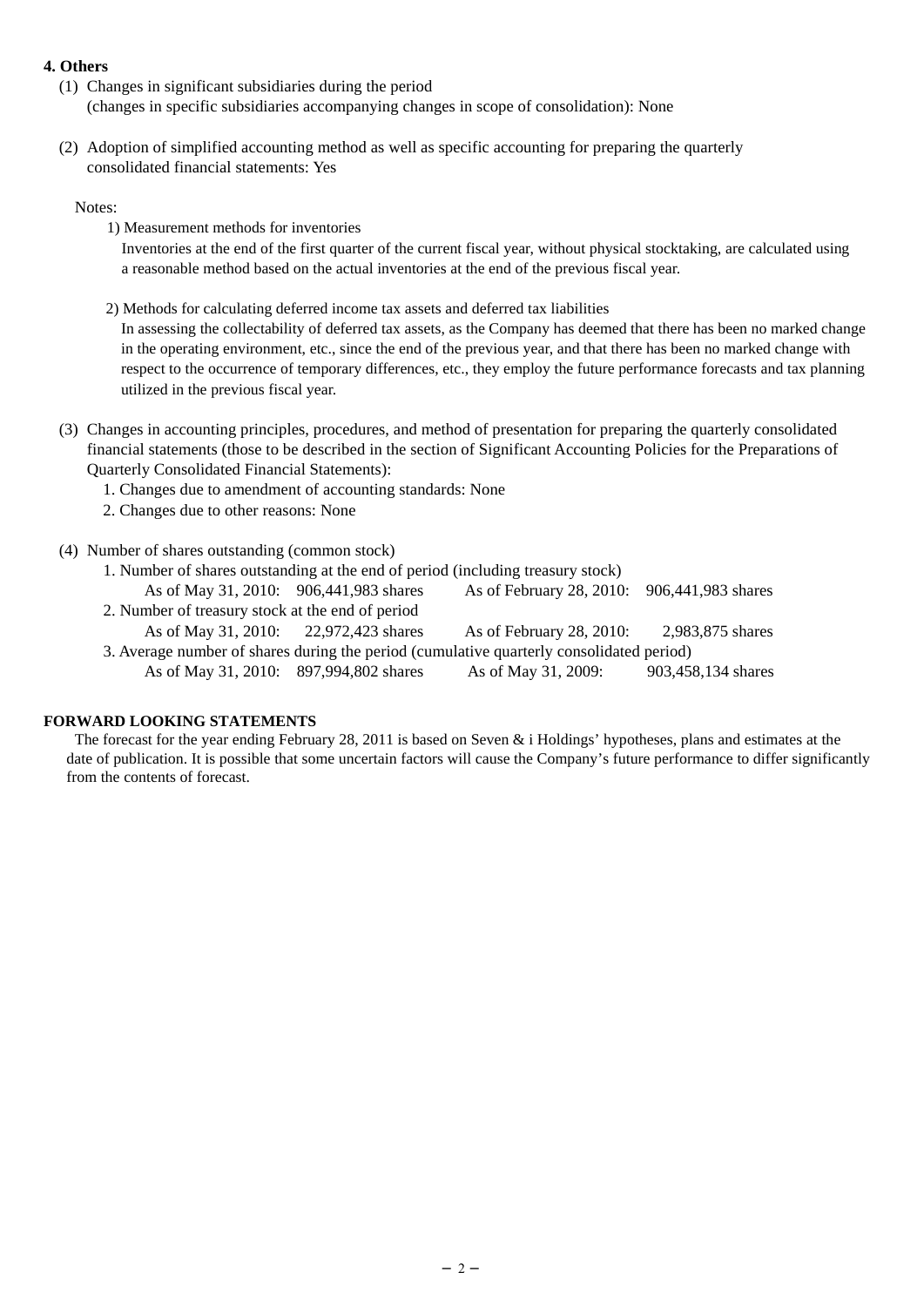**4. Others**

(1) Changes in significant subsidiaries during the period
(changes in specific subsidiaries accompanying changes in scope of consolidation): None

(2) Adoption of simplified accounting method as well as specific accounting for preparing the quarterly consolidated financial statements: Yes

Notes:

1) Measurement methods for inventories
Inventories at the end of the first quarter of the current fiscal year, without physical stocktaking, are calculated using a reasonable method based on the actual inventories at the end of the previous fiscal year.

2) Methods for calculating deferred income tax assets and deferred tax liabilities
In assessing the collectability of deferred tax assets, as the Company has deemed that there has been no marked change in the operating environment, etc., since the end of the previous year, and that there has been no marked change with respect to the occurrence of temporary differences, etc., they employ the future performance forecasts and tax planning utilized in the previous fiscal year.

(3) Changes in accounting principles, procedures, and method of presentation for preparing the quarterly consolidated financial statements (those to be described in the section of Significant Accounting Policies for the Preparations of Quarterly Consolidated Financial Statements):

1. Changes due to amendment of accounting standards: None
2. Changes due to other reasons: None

(4) Number of shares outstanding (common stock)

1. Number of shares outstanding at the end of period (including treasury stock)
   As of May 31, 2010: 906,441,983 shares    As of February 28, 2010: 906,441,983 shares
2. Number of treasury stock at the end of period
   As of May 31, 2010: 22,972,423 shares    As of February 28, 2010: 2,983,875 shares
3. Average number of shares during the period (cumulative quarterly consolidated period)
   As of May 31, 2010: 897,994,802 shares    As of May 31, 2009: 903,458,134 shares

**FORWARD LOOKING STATEMENTS**

The forecast for the year ending February 28, 2011 is based on Seven & i Holdings' hypotheses, plans and estimates at the date of publication. It is possible that some uncertain factors will cause the Company's future performance to differ significantly from the contents of forecast.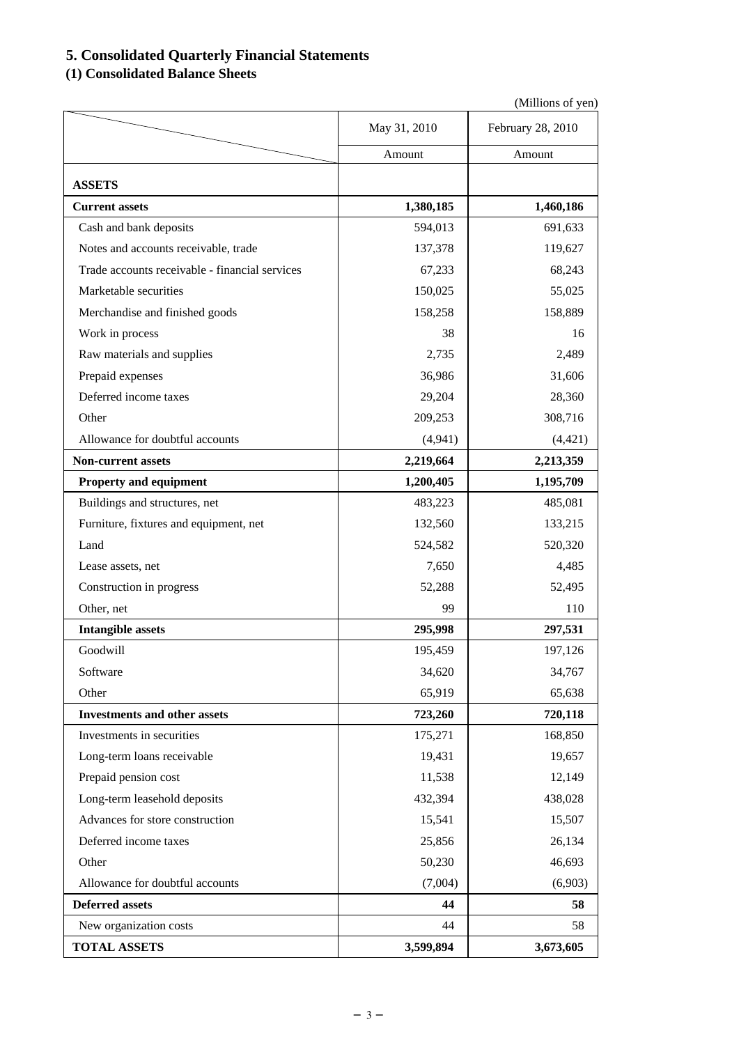## 5. Consolidated Quarterly Financial Statements

### (1) Consolidated Balance Sheets

(Millions of yen)

| | May 31, 2010 | February 28, 2010 |
|---|---|---|
| | Amount | Amount |
| **ASSETS** | | |
| **Current assets** | **1,380,185** | **1,460,186** |
| Cash and bank deposits | 594,013 | 691,633 |
| Notes and accounts receivable, trade | 137,378 | 119,627 |
| Trade accounts receivable - financial services | 67,233 | 68,243 |
| Marketable securities | 150,025 | 55,025 |
| Merchandise and finished goods | 158,258 | 158,889 |
| Work in process | 38 | 16 |
| Raw materials and supplies | 2,735 | 2,489 |
| Prepaid expenses | 36,986 | 31,606 |
| Deferred income taxes | 29,204 | 28,360 |
| Other | 209,253 | 308,716 |
| Allowance for doubtful accounts | (4,941) | (4,421) |
| **Non-current assets** | **2,219,664** | **2,213,359** |
| **Property and equipment** | **1,200,405** | **1,195,709** |
| Buildings and structures, net | 483,223 | 485,081 |
| Furniture, fixtures and equipment, net | 132,560 | 133,215 |
| Land | 524,582 | 520,320 |
| Lease assets, net | 7,650 | 4,485 |
| Construction in progress | 52,288 | 52,495 |
| Other, net | 99 | 110 |
| **Intangible assets** | **295,998** | **297,531** |
| Goodwill | 195,459 | 197,126 |
| Software | 34,620 | 34,767 |
| Other | 65,919 | 65,638 |
| **Investments and other assets** | **723,260** | **720,118** |
| Investments in securities | 175,271 | 168,850 |
| Long-term loans receivable | 19,431 | 19,657 |
| Prepaid pension cost | 11,538 | 12,149 |
| Long-term leasehold deposits | 432,394 | 438,028 |
| Advances for store construction | 15,541 | 15,507 |
| Deferred income taxes | 25,856 | 26,134 |
| Other | 50,230 | 46,693 |
| Allowance for doubtful accounts | (7,004) | (6,903) |
| **Deferred assets** | **44** | **58** |
| New organization costs | 44 | 58 |
| **TOTAL ASSETS** | **3,599,894** | **3,673,605** |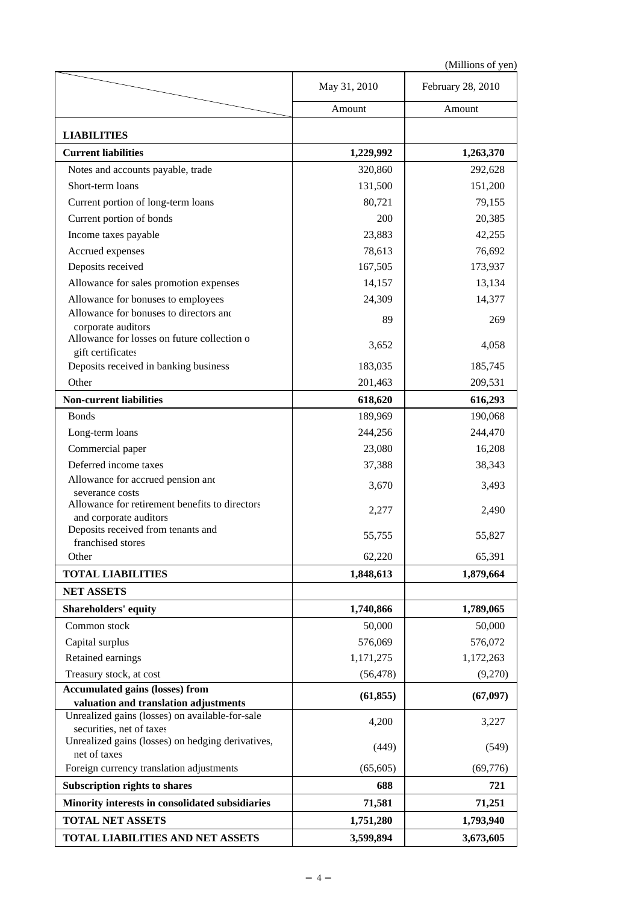(Millions of yen)

| | May 31, 2010 | February 28, 2010 |
|---|---|---|
| | Amount | Amount |
| **LIABILITIES** | | |
| **Current liabilities** | **1,229,992** | **1,263,370** |
| Notes and accounts payable, trade | 320,860 | 292,628 |
| Short-term loans | 131,500 | 151,200 |
| Current portion of long-term loans | 80,721 | 79,155 |
| Current portion of bonds | 200 | 20,385 |
| Income taxes payable | 23,883 | 42,255 |
| Accrued expenses | 78,613 | 76,692 |
| Deposits received | 167,505 | 173,937 |
| Allowance for sales promotion expenses | 14,157 | 13,134 |
| Allowance for bonuses to employees | 24,309 | 14,377 |
| Allowance for bonuses to directors and corporate auditors | 89 | 269 |
| Allowance for losses on future collection of gift certificates | 3,652 | 4,058 |
| Deposits received in banking business | 183,035 | 185,745 |
| Other | 201,463 | 209,531 |
| **Non-current liabilities** | **618,620** | **616,293** |
| Bonds | 189,969 | 190,068 |
| Long-term loans | 244,256 | 244,470 |
| Commercial paper | 23,080 | 16,208 |
| Deferred income taxes | 37,388 | 38,343 |
| Allowance for accrued pension and severance costs | 3,670 | 3,493 |
| Allowance for retirement benefits to directors and corporate auditors | 2,277 | 2,490 |
| Deposits received from tenants and franchised stores | 55,755 | 55,827 |
| Other | 62,220 | 65,391 |
| **TOTAL LIABILITIES** | **1,848,613** | **1,879,664** |
| **NET ASSETS** | | |
| **Shareholders' equity** | **1,740,866** | **1,789,065** |
| Common stock | 50,000 | 50,000 |
| Capital surplus | 576,069 | 576,072 |
| Retained earnings | 1,171,275 | 1,172,263 |
| Treasury stock, at cost | (56,478) | (9,270) |
| **Accumulated gains (losses) from valuation and translation adjustments** | **(61,855)** | **(67,097)** |
| Unrealized gains (losses) on available-for-sale securities, net of taxes | 4,200 | 3,227 |
| Unrealized gains (losses) on hedging derivatives, net of taxes | (449) | (549) |
| Foreign currency translation adjustments | (65,605) | (69,776) |
| **Subscription rights to shares** | **688** | **721** |
| **Minority interests in consolidated subsidiaries** | **71,581** | **71,251** |
| **TOTAL NET ASSETS** | **1,751,280** | **1,793,940** |
| **TOTAL LIABILITIES AND NET ASSETS** | **3,599,894** | **3,673,605** |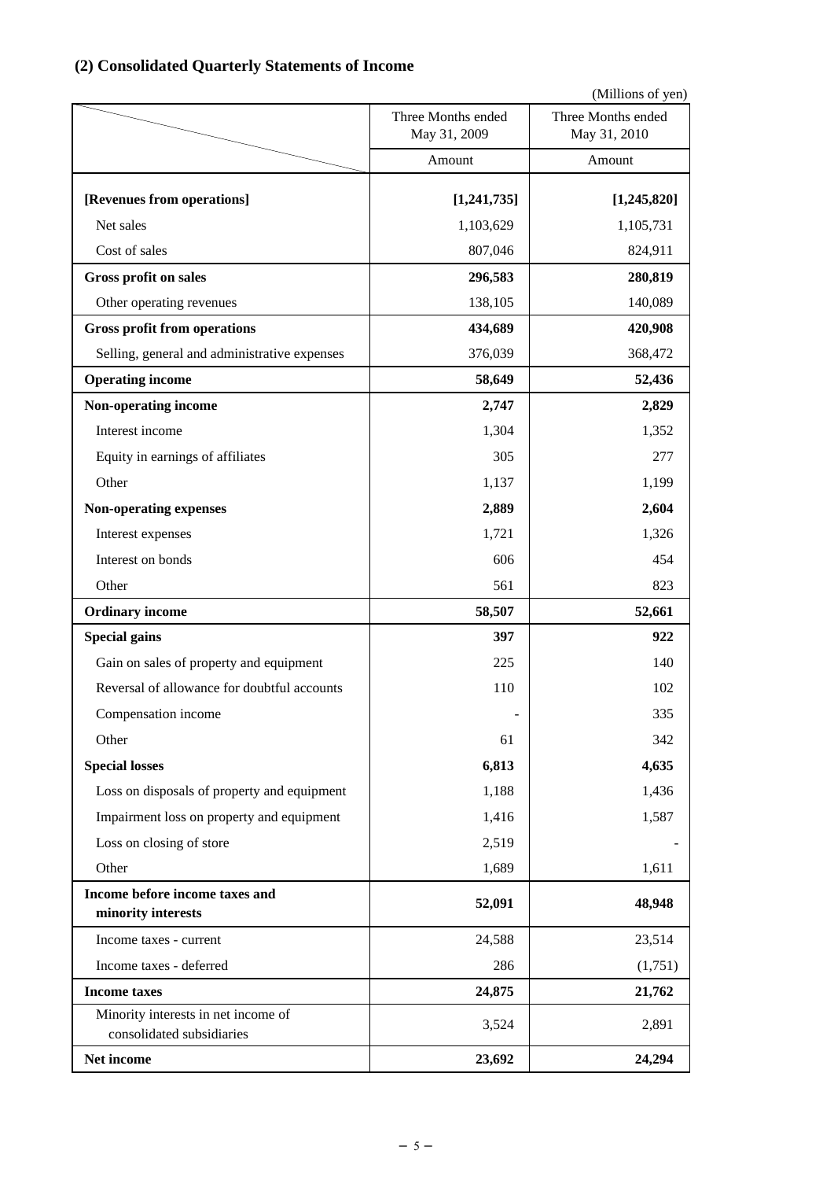## (2) Consolidated Quarterly Statements of Income

(Millions of yen)

| | Three Months ended May 31, 2009 | Three Months ended May 31, 2010 |
|---|---|---|
| | Amount | Amount |
| **[Revenues from operations]** | **[1,241,735]** | **[1,245,820]** |
| Net sales | 1,103,629 | 1,105,731 |
| Cost of sales | 807,046 | 824,911 |
| **Gross profit on sales** | **296,583** | **280,819** |
| Other operating revenues | 138,105 | 140,089 |
| **Gross profit from operations** | **434,689** | **420,908** |
| Selling, general and administrative expenses | 376,039 | 368,472 |
| **Operating income** | **58,649** | **52,436** |
| **Non-operating income** | **2,747** | **2,829** |
| Interest income | 1,304 | 1,352 |
| Equity in earnings of affiliates | 305 | 277 |
| Other | 1,137 | 1,199 |
| **Non-operating expenses** | **2,889** | **2,604** |
| Interest expenses | 1,721 | 1,326 |
| Interest on bonds | 606 | 454 |
| Other | 561 | 823 |
| **Ordinary income** | **58,507** | **52,661** |
| **Special gains** | **397** | **922** |
| Gain on sales of property and equipment | 225 | 140 |
| Reversal of allowance for doubtful accounts | 110 | 102 |
| Compensation income | - | 335 |
| Other | 61 | 342 |
| **Special losses** | **6,813** | **4,635** |
| Loss on disposals of property and equipment | 1,188 | 1,436 |
| Impairment loss on property and equipment | 1,416 | 1,587 |
| Loss on closing of store | 2,519 | - |
| Other | 1,689 | 1,611 |
| **Income before income taxes and minority interests** | **52,091** | **48,948** |
| Income taxes - current | 24,588 | 23,514 |
| Income taxes - deferred | 286 | (1,751) |
| **Income taxes** | **24,875** | **21,762** |
| Minority interests in net income of consolidated subsidiaries | 3,524 | 2,891 |
| **Net income** | **23,692** | **24,294** |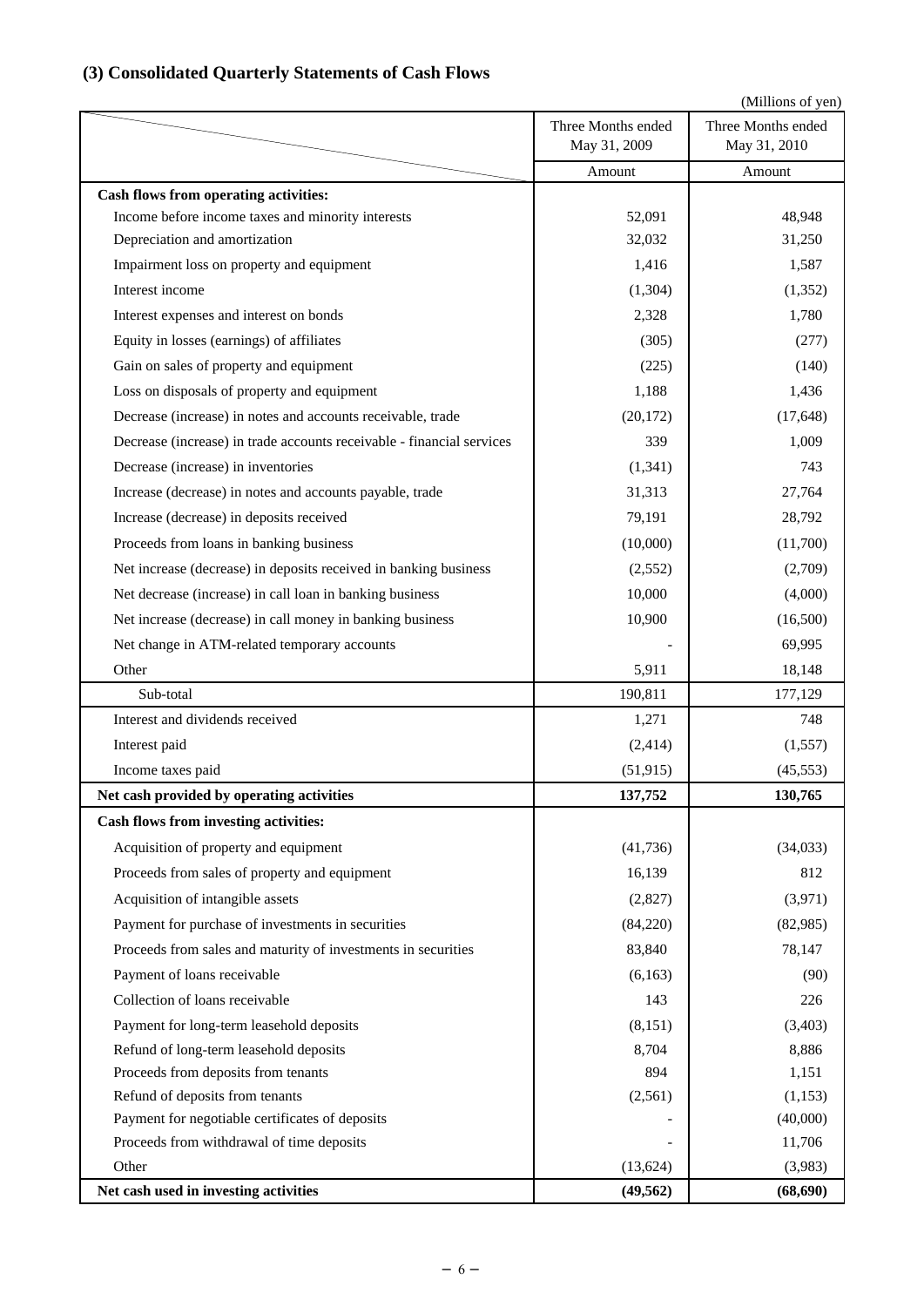### (3) Consolidated Quarterly Statements of Cash Flows

(Millions of yen)

| | Three Months ended May 31, 2009 | Three Months ended May 31, 2010 |
|---|---|---|
| | Amount | Amount |
| **Cash flows from operating activities:** | | |
| Income before income taxes and minority interests | 52,091 | 48,948 |
| Depreciation and amortization | 32,032 | 31,250 |
| Impairment loss on property and equipment | 1,416 | 1,587 |
| Interest income | (1,304) | (1,352) |
| Interest expenses and interest on bonds | 2,328 | 1,780 |
| Equity in losses (earnings) of affiliates | (305) | (277) |
| Gain on sales of property and equipment | (225) | (140) |
| Loss on disposals of property and equipment | 1,188 | 1,436 |
| Decrease (increase) in notes and accounts receivable, trade | (20,172) | (17,648) |
| Decrease (increase) in trade accounts receivable - financial services | 339 | 1,009 |
| Decrease (increase) in inventories | (1,341) | 743 |
| Increase (decrease) in notes and accounts payable, trade | 31,313 | 27,764 |
| Increase (decrease) in deposits received | 79,191 | 28,792 |
| Proceeds from loans in banking business | (10,000) | (11,700) |
| Net increase (decrease) in deposits received in banking business | (2,552) | (2,709) |
| Net decrease (increase) in call loan in banking business | 10,000 | (4,000) |
| Net increase (decrease) in call money in banking business | 10,900 | (16,500) |
| Net change in ATM-related temporary accounts | - | 69,995 |
| Other | 5,911 | 18,148 |
| Sub-total | 190,811 | 177,129 |
| Interest and dividends received | 1,271 | 748 |
| Interest paid | (2,414) | (1,557) |
| Income taxes paid | (51,915) | (45,553) |
| **Net cash provided by operating activities** | **137,752** | **130,765** |
| **Cash flows from investing activities:** | | |
| Acquisition of property and equipment | (41,736) | (34,033) |
| Proceeds from sales of property and equipment | 16,139 | 812 |
| Acquisition of intangible assets | (2,827) | (3,971) |
| Payment for purchase of investments in securities | (84,220) | (82,985) |
| Proceeds from sales and maturity of investments in securities | 83,840 | 78,147 |
| Payment of loans receivable | (6,163) | (90) |
| Collection of loans receivable | 143 | 226 |
| Payment for long-term leasehold deposits | (8,151) | (3,403) |
| Refund of long-term leasehold deposits | 8,704 | 8,886 |
| Proceeds from deposits from tenants | 894 | 1,151 |
| Refund of deposits from tenants | (2,561) | (1,153) |
| Payment for negotiable certificates of deposits | - | (40,000) |
| Proceeds from withdrawal of time deposits | - | 11,706 |
| Other | (13,624) | (3,983) |
| **Net cash used in investing activities** | **(49,562)** | **(68,690)** |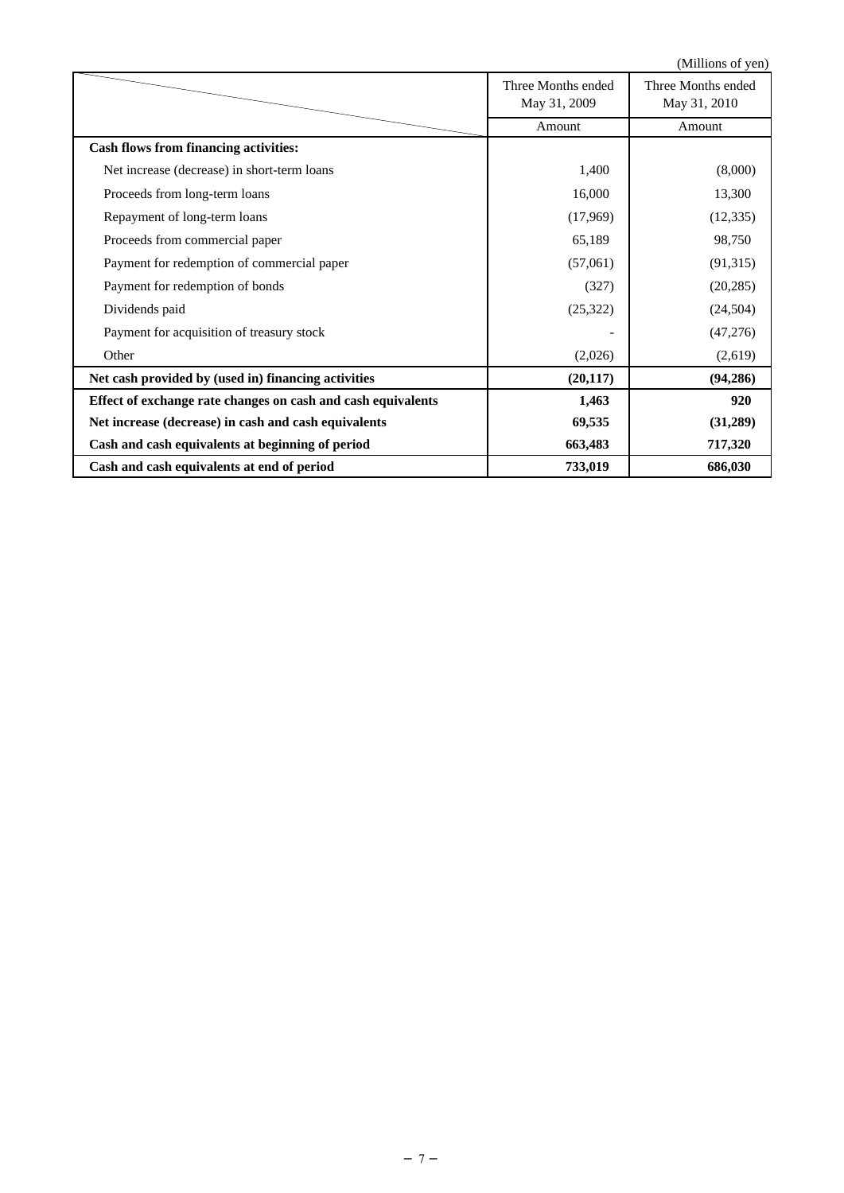(Millions of yen)

| | Three Months ended May 31, 2009 | Three Months ended May 31, 2010 |
|---|---|---|
| | Amount | Amount |
| **Cash flows from financing activities:** | | |
| Net increase (decrease) in short-term loans | 1,400 | (8,000) |
| Proceeds from long-term loans | 16,000 | 13,300 |
| Repayment of long-term loans | (17,969) | (12,335) |
| Proceeds from commercial paper | 65,189 | 98,750 |
| Payment for redemption of commercial paper | (57,061) | (91,315) |
| Payment for redemption of bonds | (327) | (20,285) |
| Dividends paid | (25,322) | (24,504) |
| Payment for acquisition of treasury stock | - | (47,276) |
| Other | (2,026) | (2,619) |
| **Net cash provided by (used in) financing activities** | **(20,117)** | **(94,286)** |
| **Effect of exchange rate changes on cash and cash equivalents** | **1,463** | **920** |
| **Net increase (decrease) in cash and cash equivalents** | **69,535** | **(31,289)** |
| **Cash and cash equivalents at beginning of period** | **663,483** | **717,320** |
| **Cash and cash equivalents at end of period** | **733,019** | **686,030** |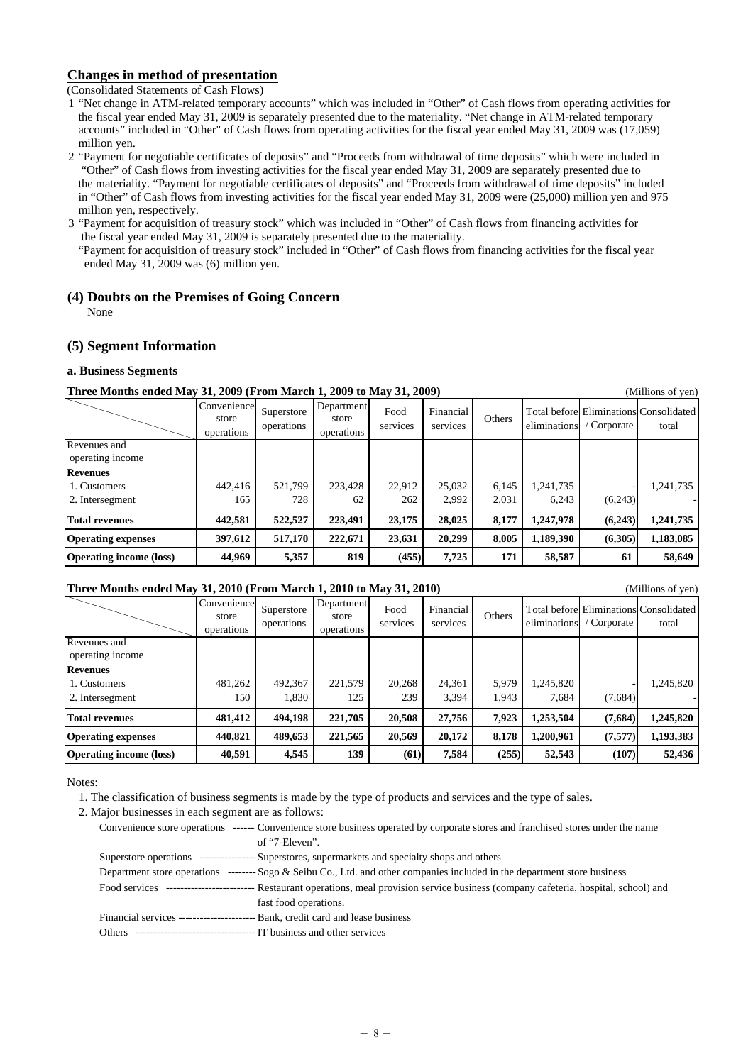## Changes in method of presentation

(Consolidated Statements of Cash Flows)

1 "Net change in ATM-related temporary accounts" which was included in "Other" of Cash flows from operating activities for the fiscal year ended May 31, 2009 is separately presented due to the materiality. "Net change in ATM-related temporary accounts" included in "Other" of Cash flows from operating activities for the fiscal year ended May 31, 2009 was (17,059) million yen.

2 "Payment for negotiable certificates of deposits" and "Proceeds from withdrawal of time deposits" which were included in "Other" of Cash flows from investing activities for the fiscal year ended May 31, 2009 are separately presented due to the materiality. "Payment for negotiable certificates of deposits" and "Proceeds from withdrawal of time deposits" included in "Other" of Cash flows from investing activities for the fiscal year ended May 31, 2009 were (25,000) million yen and 975 million yen, respectively.

3 "Payment for acquisition of treasury stock" which was included in "Other" of Cash flows from financing activities for the fiscal year ended May 31, 2009 is separately presented due to the materiality.
"Payment for acquisition of treasury stock" included in "Other" of Cash flows from financing activities for the fiscal year ended May 31, 2009 was (6) million yen.

### (4) Doubts on the Premises of Going Concern

None

### (5) Segment Information

#### a. Business Segments

**Three Months ended May 31, 2009 (From March 1, 2009 to May 31, 2009)** (Millions of yen)

| | Convenience store operations | Superstore operations | Department store operations | Food services | Financial services | Others | Total before eliminations | Eliminations / Corporate | Consolidated total |
|---|---|---|---|---|---|---|---|---|---|
| Revenues and operating income | | | | | | | | | |
| **Revenues** | | | | | | | | | |
| 1. Customers | 442,416 | 521,799 | 223,428 | 22,912 | 25,032 | 6,145 | 1,241,735 | - | 1,241,735 |
| 2. Intersegment | 165 | 728 | 62 | 262 | 2,992 | 2,031 | 6,243 | (6,243) | - |
| **Total revenues** | **442,581** | **522,527** | **223,491** | **23,175** | **28,025** | **8,177** | **1,247,978** | **(6,243)** | **1,241,735** |
| **Operating expenses** | **397,612** | **517,170** | **222,671** | **23,631** | **20,299** | **8,005** | **1,189,390** | **(6,305)** | **1,183,085** |
| **Operating income (loss)** | **44,969** | **5,357** | **819** | **(455)** | **7,725** | **171** | **58,587** | **61** | **58,649** |

**Three Months ended May 31, 2010 (From March 1, 2010 to May 31, 2010)** (Millions of yen)

| | Convenience store operations | Superstore operations | Department store operations | Food services | Financial services | Others | Total before eliminations | Eliminations / Corporate | Consolidated total |
|---|---|---|---|---|---|---|---|---|---|
| Revenues and operating income | | | | | | | | | |
| **Revenues** | | | | | | | | | |
| 1. Customers | 481,262 | 492,367 | 221,579 | 20,268 | 24,361 | 5,979 | 1,245,820 | - | 1,245,820 |
| 2. Intersegment | 150 | 1,830 | 125 | 239 | 3,394 | 1,943 | 7,684 | (7,684) | - |
| **Total revenues** | **481,412** | **494,198** | **221,705** | **20,508** | **27,756** | **7,923** | **1,253,504** | **(7,684)** | **1,245,820** |
| **Operating expenses** | **440,821** | **489,653** | **221,565** | **20,569** | **20,172** | **8,178** | **1,200,961** | **(7,577)** | **1,193,383** |
| **Operating income (loss)** | **40,591** | **4,545** | **139** | **(61)** | **7,584** | **(255)** | **52,543** | **(107)** | **52,436** |

Notes:

1. The classification of business segments is made by the type of products and services and the type of sales.
2. Major businesses in each segment are as follows:

Convenience store operations ------ Convenience store business operated by corporate stores and franchised stores under the name of "7-Eleven".
Superstore operations ---------------- Superstores, supermarkets and specialty shops and others
Department store operations -------- Sogo & Seibu Co., Ltd. and other companies included in the department store business
Food services ------------------------- Restaurant operations, meal provision service business (company cafeteria, hospital, school) and fast food operations.
Financial services --------------------- Bank, credit card and lease business
Others ---------------------------------- IT business and other services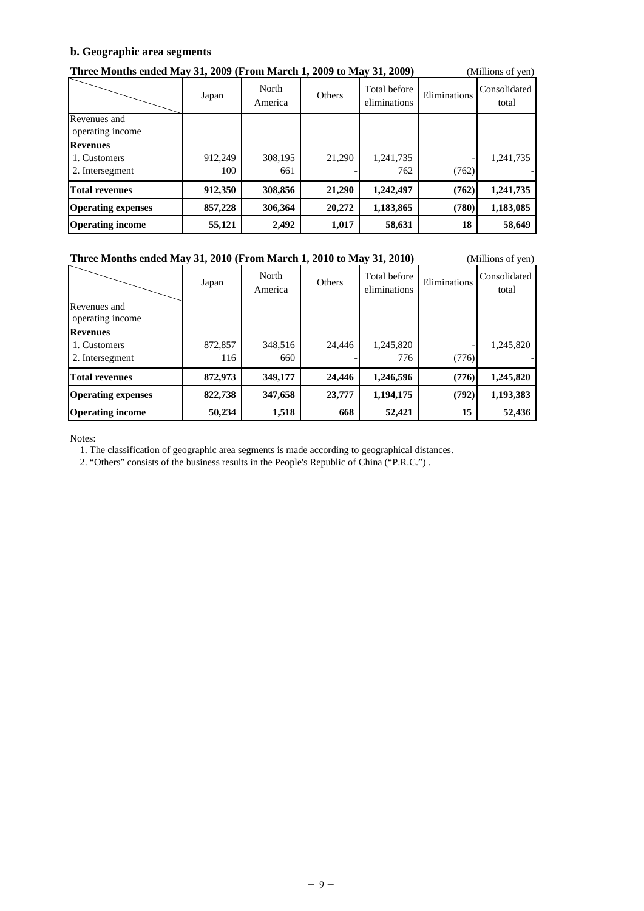### b. Geographic area segments

**Three Months ended May 31, 2009 (From March 1, 2009 to May 31, 2009)** (Millions of yen)

| | Japan | North America | Others | Total before eliminations | Eliminations | Consolidated total |
|---|---|---|---|---|---|---|
| Revenues and operating income | | | | | | |
| **Revenues** | | | | | | |
| 1. Customers | 912,249 | 308,195 | 21,290 | 1,241,735 | - | 1,241,735 |
| 2. Intersegment | 100 | 661 | - | 762 | (762) | - |
| **Total revenues** | **912,350** | **308,856** | **21,290** | **1,242,497** | **(762)** | **1,241,735** |
| **Operating expenses** | **857,228** | **306,364** | **20,272** | **1,183,865** | **(780)** | **1,183,085** |
| **Operating income** | **55,121** | **2,492** | **1,017** | **58,631** | **18** | **58,649** |

**Three Months ended May 31, 2010 (From March 1, 2010 to May 31, 2010)** (Millions of yen)

| | Japan | North America | Others | Total before eliminations | Eliminations | Consolidated total |
|---|---|---|---|---|---|---|
| Revenues and operating income | | | | | | |
| **Revenues** | | | | | | |
| 1. Customers | 872,857 | 348,516 | 24,446 | 1,245,820 | - | 1,245,820 |
| 2. Intersegment | 116 | 660 | - | 776 | (776) | - |
| **Total revenues** | **872,973** | **349,177** | **24,446** | **1,246,596** | **(776)** | **1,245,820** |
| **Operating expenses** | **822,738** | **347,658** | **23,777** | **1,194,175** | **(792)** | **1,193,383** |
| **Operating income** | **50,234** | **1,518** | **668** | **52,421** | **15** | **52,436** |

Notes:

1. The classification of geographic area segments is made according to geographical distances.
2. "Others" consists of the business results in the People's Republic of China ("P.R.C.") .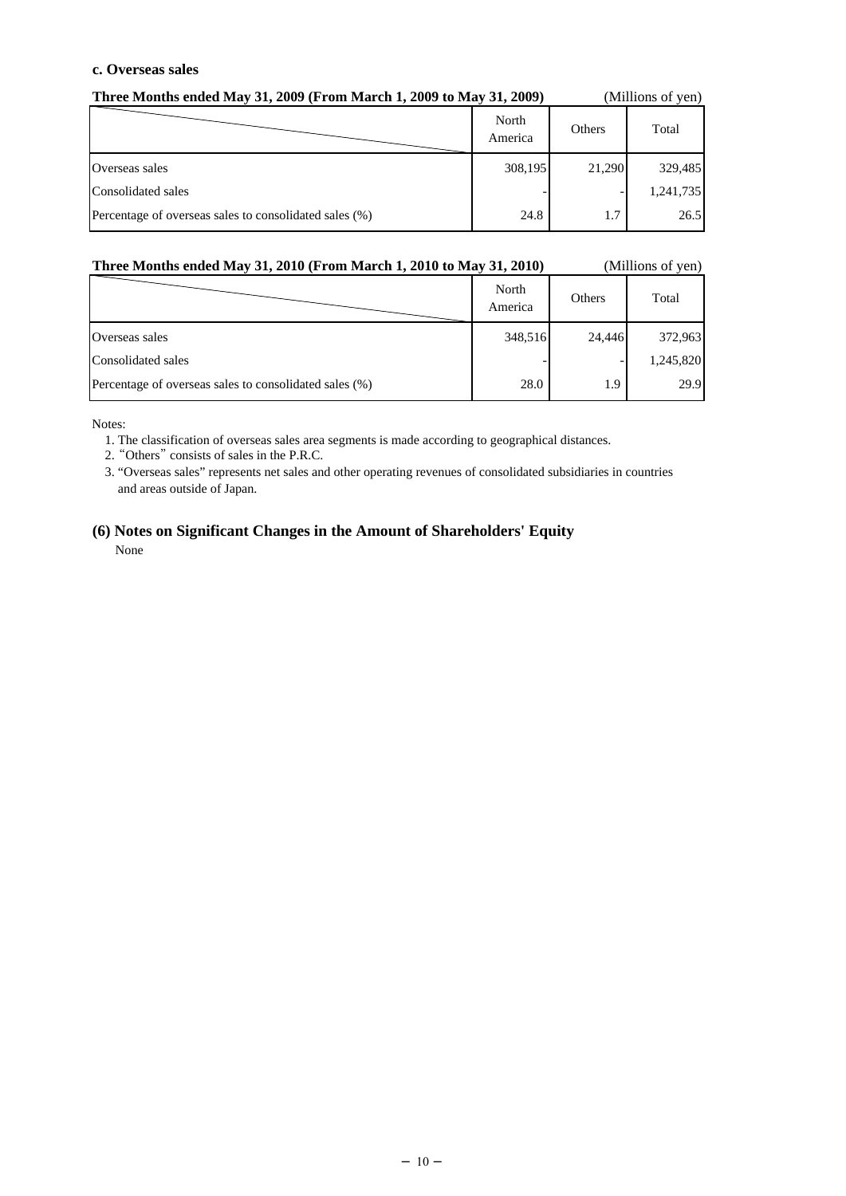**c. Overseas sales**

**Three Months ended May 31, 2009 (From March 1, 2009 to May 31, 2009)** (Millions of yen)

| | North America | Others | Total |
|---|---|---|---|
| Overseas sales | 308,195 | 21,290 | 329,485 |
| Consolidated sales | - | - | 1,241,735 |
| Percentage of overseas sales to consolidated sales (%) | 24.8 | 1.7 | 26.5 |

**Three Months ended May 31, 2010 (From March 1, 2010 to May 31, 2010)** (Millions of yen)

| | North America | Others | Total |
|---|---|---|---|
| Overseas sales | 348,516 | 24,446 | 372,963 |
| Consolidated sales | - | - | 1,245,820 |
| Percentage of overseas sales to consolidated sales (%) | 28.0 | 1.9 | 29.9 |

Notes:

1. The classification of overseas sales area segments is made according to geographical distances.
2. "Others" consists of sales in the P.R.C.
3. "Overseas sales" represents net sales and other operating revenues of consolidated subsidiaries in countries and areas outside of Japan.

## (6) Notes on Significant Changes in the Amount of Shareholders' Equity

None